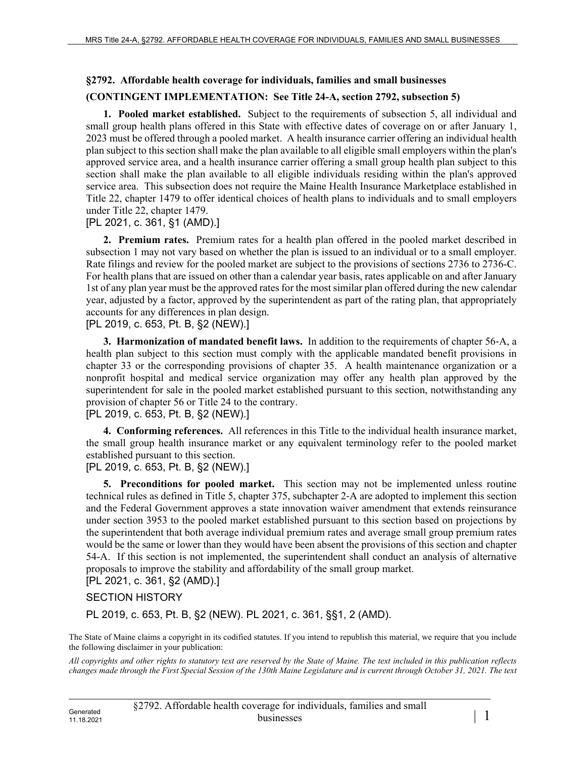**§2792. Affordable health coverage for individuals, families and small businesses**

**(CONTINGENT IMPLEMENTATION: See Title 24-A, section 2792, subsection 5)**

**1. Pooled market established.** Subject to the requirements of subsection 5, all individual and small group health plans offered in this State with effective dates of coverage on or after January 1, 2023 must be offered through a pooled market. A health insurance carrier offering an individual health plan subject to this section shall make the plan available to all eligible small employers within the plan's approved service area, and a health insurance carrier offering a small group health plan subject to this section shall make the plan available to all eligible individuals residing within the plan's approved service area. This subsection does not require the Maine Health Insurance Marketplace established in Title 22, chapter 1479 to offer identical choices of health plans to individuals and to small employers under Title 22, chapter 1479.

[PL 2021, c. 361, §1 (AMD).]

**2. Premium rates.** Premium rates for a health plan offered in the pooled market described in subsection 1 may not vary based on whether the plan is issued to an individual or to a small employer. Rate filings and review for the pooled market are subject to the provisions of sections 2736 to 2736-C. For health plans that are issued on other than a calendar year basis, rates applicable on and after January 1st of any plan year must be the approved rates for the most similar plan offered during the new calendar year, adjusted by a factor, approved by the superintendent as part of the rating plan, that appropriately accounts for any differences in plan design.

[PL 2019, c. 653, Pt. B, §2 (NEW).]

**3. Harmonization of mandated benefit laws.** In addition to the requirements of chapter 56-A, a health plan subject to this section must comply with the applicable mandated benefit provisions in chapter 33 or the corresponding provisions of chapter 35. A health maintenance organization or a nonprofit hospital and medical service organization may offer any health plan approved by the superintendent for sale in the pooled market established pursuant to this section, notwithstanding any provision of chapter 56 or Title 24 to the contrary.

[PL 2019, c. 653, Pt. B, §2 (NEW).]

**4. Conforming references.** All references in this Title to the individual health insurance market, the small group health insurance market or any equivalent terminology refer to the pooled market established pursuant to this section.

[PL 2019, c. 653, Pt. B, §2 (NEW).]

**5. Preconditions for pooled market.** This section may not be implemented unless routine technical rules as defined in Title 5, chapter 375, subchapter 2-A are adopted to implement this section and the Federal Government approves a state innovation waiver amendment that extends reinsurance under section 3953 to the pooled market established pursuant to this section based on projections by the superintendent that both average individual premium rates and average small group premium rates would be the same or lower than they would have been absent the provisions of this section and chapter 54-A. If this section is not implemented, the superintendent shall conduct an analysis of alternative proposals to improve the stability and affordability of the small group market.

[PL 2021, c. 361, §2 (AMD).]

SECTION HISTORY

PL 2019, c. 653, Pt. B, §2 (NEW). PL 2021, c. 361, §§1, 2 (AMD).

The State of Maine claims a copyright in its codified statutes. If you intend to republish this material, we require that you include the following disclaimer in your publication:

*All copyrights and other rights to statutory text are reserved by the State of Maine. The text included in this publication reflects changes made through the First Special Session of the 130th Maine Legislature and is current through October 31, 2021. The text*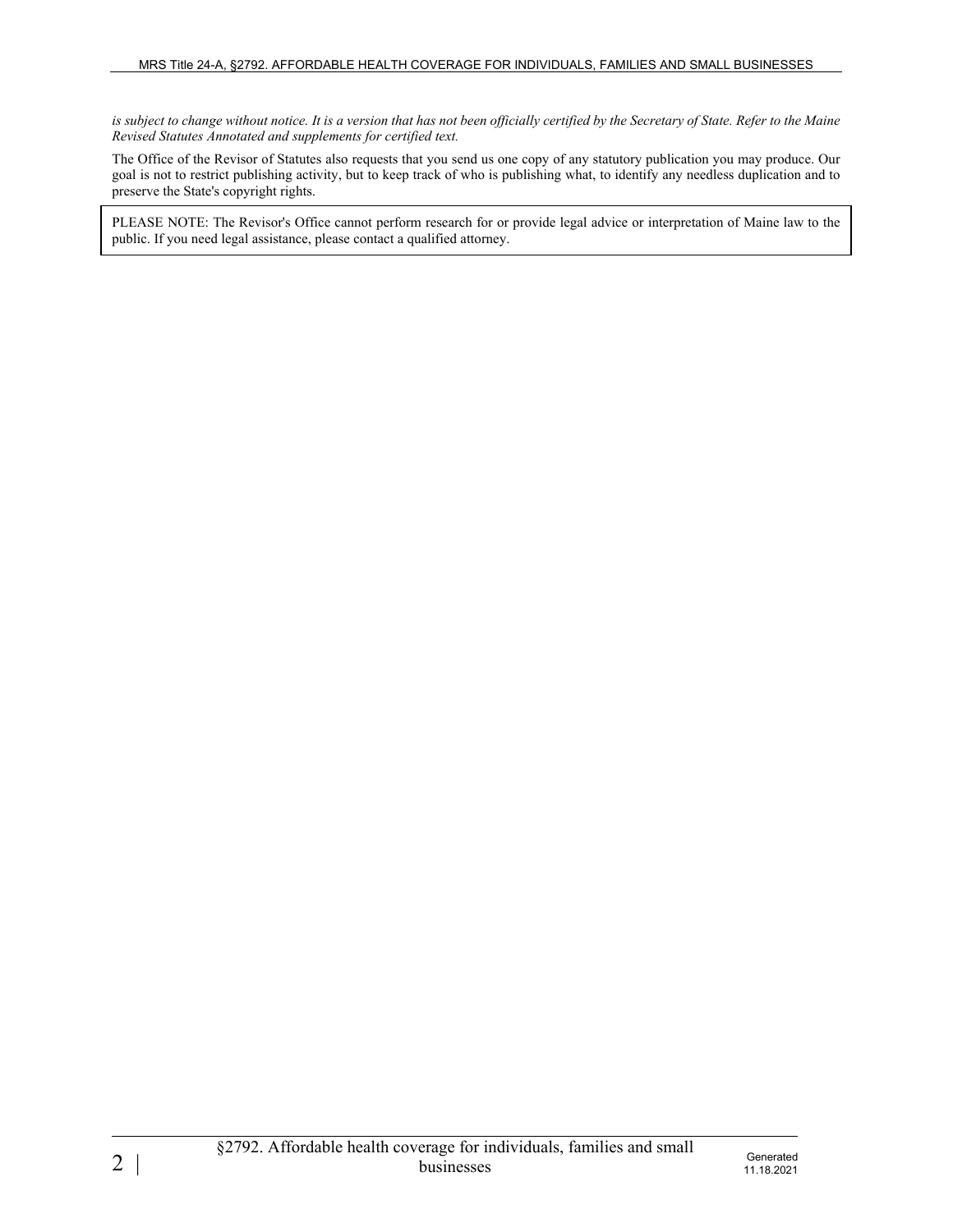*is subject to change without notice. It is a version that has not been officially certified by the Secretary of State. Refer to the Maine Revised Statutes Annotated and supplements for certified text.*

The Office of the Revisor of Statutes also requests that you send us one copy of any statutory publication you may produce. Our goal is not to restrict publishing activity, but to keep track of who is publishing what, to identify any needless duplication and to preserve the State's copyright rights.

PLEASE NOTE: The Revisor's Office cannot perform research for or provide legal advice or interpretation of Maine law to the public. If you need legal assistance, please contact a qualified attorney.